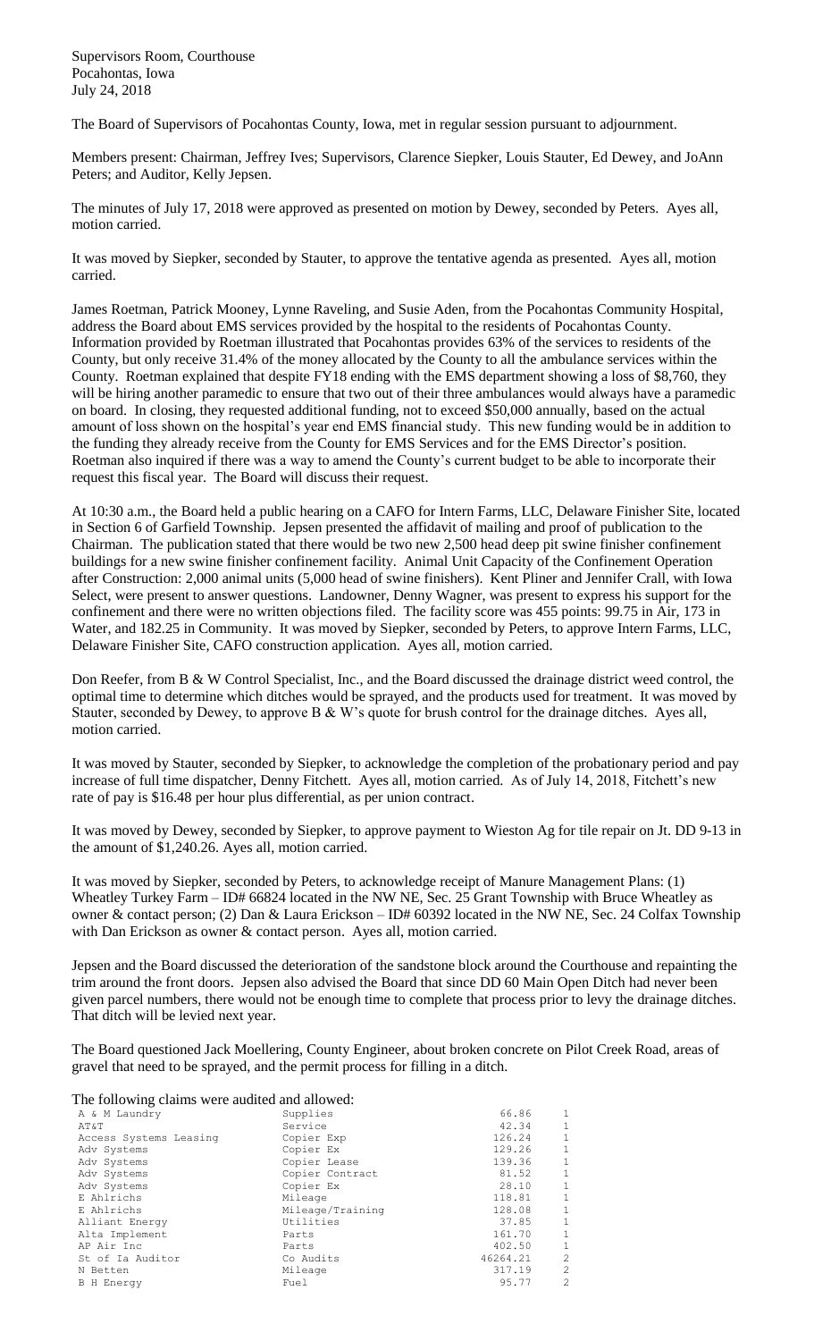Supervisors Room, Courthouse
Pocahontas, Iowa
July 24, 2018

The Board of Supervisors of Pocahontas County, Iowa, met in regular session pursuant to adjournment.

Members present: Chairman, Jeffrey Ives; Supervisors, Clarence Siepker, Louis Stauter, Ed Dewey, and JoAnn Peters; and Auditor, Kelly Jepsen.

The minutes of July 17, 2018 were approved as presented on motion by Dewey, seconded by Peters. Ayes all, motion carried.

It was moved by Siepker, seconded by Stauter, to approve the tentative agenda as presented. Ayes all, motion carried.

James Roetman, Patrick Mooney, Lynne Raveling, and Susie Aden, from the Pocahontas Community Hospital, address the Board about EMS services provided by the hospital to the residents of Pocahontas County. Information provided by Roetman illustrated that Pocahontas provides 63% of the services to residents of the County, but only receive 31.4% of the money allocated by the County to all the ambulance services within the County. Roetman explained that despite FY18 ending with the EMS department showing a loss of $8,760, they will be hiring another paramedic to ensure that two out of their three ambulances would always have a paramedic on board. In closing, they requested additional funding, not to exceed $50,000 annually, based on the actual amount of loss shown on the hospital's year end EMS financial study. This new funding would be in addition to the funding they already receive from the County for EMS Services and for the EMS Director's position. Roetman also inquired if there was a way to amend the County's current budget to be able to incorporate their request this fiscal year. The Board will discuss their request.

At 10:30 a.m., the Board held a public hearing on a CAFO for Intern Farms, LLC, Delaware Finisher Site, located in Section 6 of Garfield Township. Jepsen presented the affidavit of mailing and proof of publication to the Chairman. The publication stated that there would be two new 2,500 head deep pit swine finisher confinement buildings for a new swine finisher confinement facility. Animal Unit Capacity of the Confinement Operation after Construction: 2,000 animal units (5,000 head of swine finishers). Kent Pliner and Jennifer Crall, with Iowa Select, were present to answer questions. Landowner, Denny Wagner, was present to express his support for the confinement and there were no written objections filed. The facility score was 455 points: 99.75 in Air, 173 in Water, and 182.25 in Community. It was moved by Siepker, seconded by Peters, to approve Intern Farms, LLC, Delaware Finisher Site, CAFO construction application. Ayes all, motion carried.

Don Reefer, from B & W Control Specialist, Inc., and the Board discussed the drainage district weed control, the optimal time to determine which ditches would be sprayed, and the products used for treatment. It was moved by Stauter, seconded by Dewey, to approve B & W's quote for brush control for the drainage ditches. Ayes all, motion carried.

It was moved by Stauter, seconded by Siepker, to acknowledge the completion of the probationary period and pay increase of full time dispatcher, Denny Fitchett. Ayes all, motion carried. As of July 14, 2018, Fitchett's new rate of pay is $16.48 per hour plus differential, as per union contract.

It was moved by Dewey, seconded by Siepker, to approve payment to Wieston Ag for tile repair on Jt. DD 9-13 in the amount of $1,240.26. Ayes all, motion carried.

It was moved by Siepker, seconded by Peters, to acknowledge receipt of Manure Management Plans: (1) Wheatley Turkey Farm – ID# 66824 located in the NW NE, Sec. 25 Grant Township with Bruce Wheatley as owner & contact person; (2) Dan & Laura Erickson – ID# 60392 located in the NW NE, Sec. 24 Colfax Township with Dan Erickson as owner & contact person. Ayes all, motion carried.

Jepsen and the Board discussed the deterioration of the sandstone block around the Courthouse and repainting the trim around the front doors. Jepsen also advised the Board that since DD 60 Main Open Ditch had never been given parcel numbers, there would not be enough time to complete that process prior to levy the drainage ditches. That ditch will be levied next year.

The Board questioned Jack Moellering, County Engineer, about broken concrete on Pilot Creek Road, areas of gravel that need to be sprayed, and the permit process for filling in a ditch.

The following claims were audited and allowed:

| | | | |
|---|---|---|---|
| A & M Laundry | Supplies | 66.86 | 1 |
| AT&T | Service | 42.34 | 1 |
| Access Systems Leasing | Copier Exp | 126.24 | 1 |
| Adv Systems | Copier Ex | 129.26 | 1 |
| Adv Systems | Copier Lease | 139.36 | 1 |
| Adv Systems | Copier Contract | 81.52 | 1 |
| Adv Systems | Copier Ex | 28.10 | 1 |
| E Ahlrichs | Mileage | 118.81 | 1 |
| E Ahlrichs | Mileage/Training | 128.08 | 1 |
| Alliant Energy | Utilities | 37.85 | 1 |
| Alta Implement | Parts | 161.70 | 1 |
| AP Air Inc | Parts | 402.50 | 1 |
| St of Ia Auditor | Co Audits | 46264.21 | 2 |
| N Betten | Mileage | 317.19 | 2 |
| B H Energy | Fuel | 95.77 | 2 |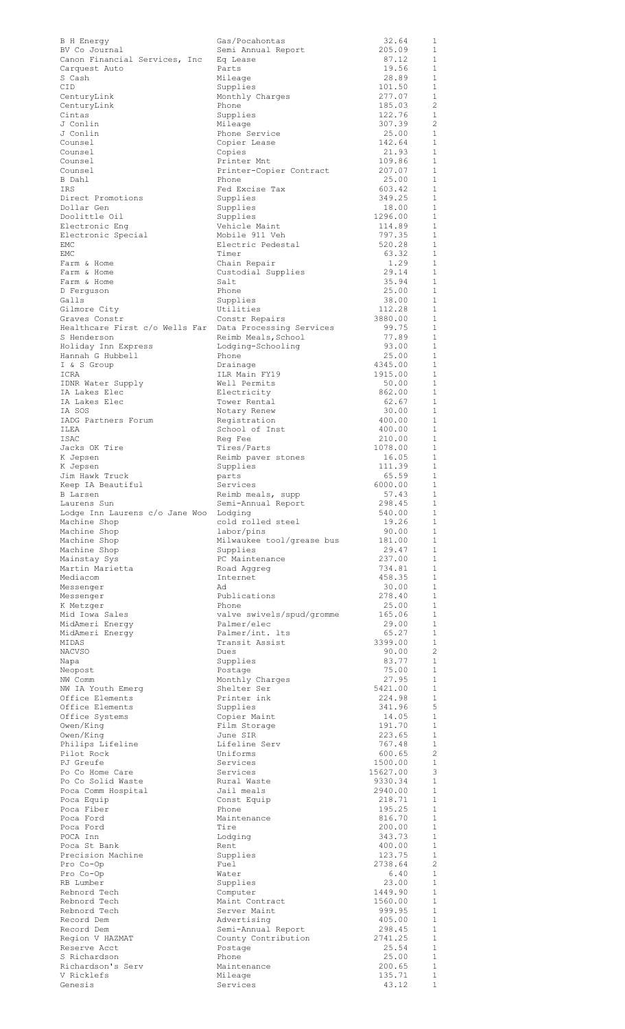| | | | |
|---|---|---|---|
| B H Energy | Gas/Pocahontas | 32.64 | 1 |
| BV Co Journal | Semi Annual Report | 205.09 | 1 |
| Canon Financial Services, Inc | Eq Lease | 87.12 | 1 |
| Carquest Auto | Parts | 19.56 | 1 |
| S Cash | Mileage | 28.89 | 1 |
| CID | Supplies | 101.50 | 1 |
| CenturyLink | Monthly Charges | 277.07 | 1 |
| CenturyLink | Phone | 185.03 | 2 |
| Cintas | Supplies | 122.76 | 1 |
| J Conlin | Mileage | 307.39 | 2 |
| J Conlin | Phone Service | 25.00 | 1 |
| Counsel | Copier Lease | 142.64 | 1 |
| Counsel | Copies | 21.93 | 1 |
| Counsel | Printer Mnt | 109.86 | 1 |
| Counsel | Printer-Copier Contract | 207.07 | 1 |
| B Dahl | Phone | 25.00 | 1 |
| IRS | Fed Excise Tax | 603.42 | 1 |
| Direct Promotions | Supplies | 349.25 | 1 |
| Dollar Gen | Supplies | 18.00 | 1 |
| Doolittle Oil | Supplies | 1296.00 | 1 |
| Electronic Eng | Vehicle Maint | 114.89 | 1 |
| Electronic Special | Mobile 911 Veh | 797.35 | 1 |
| EMC | Electric Pedestal | 520.28 | 1 |
| EMC | Timer | 63.32 | 1 |
| Farm & Home | Chain Repair | 1.29 | 1 |
| Farm & Home | Custodial Supplies | 29.14 | 1 |
| Farm & Home | Salt | 35.94 | 1 |
| D Ferguson | Phone | 25.00 | 1 |
| Galls | Supplies | 38.00 | 1 |
| Gilmore City | Utilities | 112.28 | 1 |
| Graves Constr | Constr Repairs | 3880.00 | 1 |
| Healthcare First c/o Wells Far | Data Processing Services | 99.75 | 1 |
| S Henderson | Reimb Meals,School | 77.89 | 1 |
| Holiday Inn Express | Lodging-Schooling | 93.00 | 1 |
| Hannah G Hubbell | Phone | 25.00 | 1 |
| I & S Group | Drainage | 4345.00 | 1 |
| ICRA | ILR Main FY19 | 1915.00 | 1 |
| IDNR Water Supply | Well Permits | 50.00 | 1 |
| IA Lakes Elec | Electricity | 862.00 | 1 |
| IA Lakes Elec | Tower Rental | 62.67 | 1 |
| IA SOS | Notary Renew | 30.00 | 1 |
| IADG Partners Forum | Registration | 400.00 | 1 |
| ILEA | School of Inst | 400.00 | 1 |
| ISAC | Reg Fee | 210.00 | 1 |
| Jacks OK Tire | Tires/Parts | 1078.00 | 1 |
| K Jepsen | Reimb paver stones | 16.05 | 1 |
| K Jepsen | Supplies | 111.39 | 1 |
| Jim Hawk Truck | parts | 65.59 | 1 |
| Keep IA Beautiful | Services | 6000.00 | 1 |
| B Larsen | Reimb meals, supp | 57.43 | 1 |
| Laurens Sun | Semi-Annual Report | 298.45 | 1 |
| Lodge Inn Laurens c/o Jane Woo | Lodging | 540.00 | 1 |
| Machine Shop | cold rolled steel | 19.26 | 1 |
| Machine Shop | labor/pins | 90.00 | 1 |
| Machine Shop | Milwaukee tool/grease bus | 181.00 | 1 |
| Machine Shop | Supplies | 29.47 | 1 |
| Mainstay Sys | PC Maintenance | 237.00 | 1 |
| Martin Marietta | Road Aggreg | 734.81 | 1 |
| Mediacom | Internet | 458.35 | 1 |
| Messenger | Ad | 30.00 | 1 |
| Messenger | Publications | 278.40 | 1 |
| K Metzger | Phone | 25.00 | 1 |
| Mid Iowa Sales | valve swivels/spud/gromme | 165.06 | 1 |
| MidAmeri Energy | Palmer/elec | 29.00 | 1 |
| MidAmeri Energy | Palmer/int. lts | 65.27 | 1 |
| MIDAS | Transit Assist | 3399.00 | 1 |
| NACVSO | Dues | 90.00 | 2 |
| Napa | Supplies | 83.77 | 1 |
| Neopost | Postage | 75.00 | 1 |
| NW Comm | Monthly Charges | 27.95 | 1 |
| NW IA Youth Emerg | Shelter Ser | 5421.00 | 1 |
| Office Elements | Printer ink | 224.98 | 1 |
| Office Elements | Supplies | 341.96 | 5 |
| Office Systems | Copier Maint | 14.05 | 1 |
| Owen/King | Film Storage | 191.70 | 1 |
| Owen/King | June SIR | 223.65 | 1 |
| Philips Lifeline | Lifeline Serv | 767.48 | 1 |
| Pilot Rock | Uniforms | 600.65 | 2 |
| PJ Greufe | Services | 1500.00 | 1 |
| Po Co Home Care | Services | 15627.00 | 3 |
| Po Co Solid Waste | Rural Waste | 9330.34 | 1 |
| Poca Comm Hospital | Jail meals | 2940.00 | 1 |
| Poca Equip | Const Equip | 218.71 | 1 |
| Poca Fiber | Phone | 195.25 | 1 |
| Poca Ford | Maintenance | 816.70 | 1 |
| Poca Ford | Tire | 200.00 | 1 |
| POCA Inn | Lodging | 343.73 | 1 |
| Poca St Bank | Rent | 400.00 | 1 |
| Precision Machine | Supplies | 123.75 | 1 |
| Pro Co-Op | Fuel | 2738.64 | 2 |
| Pro Co-Op | Water | 6.40 | 1 |
| RB Lumber | Supplies | 23.00 | 1 |
| Rebnord Tech | Computer | 1449.90 | 1 |
| Rebnord Tech | Maint Contract | 1560.00 | 1 |
| Rebnord Tech | Server Maint | 999.95 | 1 |
| Record Dem | Advertising | 405.00 | 1 |
| Record Dem | Semi-Annual Report | 298.45 | 1 |
| Region V HAZMAT | County Contribution | 2741.25 | 1 |
| Reserve Acct | Postage | 25.54 | 1 |
| S Richardson | Phone | 25.00 | 1 |
| Richardson's Serv | Maintenance | 200.65 | 1 |
| V Ricklefs | Mileage | 135.71 | 1 |
| Genesis | Services | 43.12 | 1 |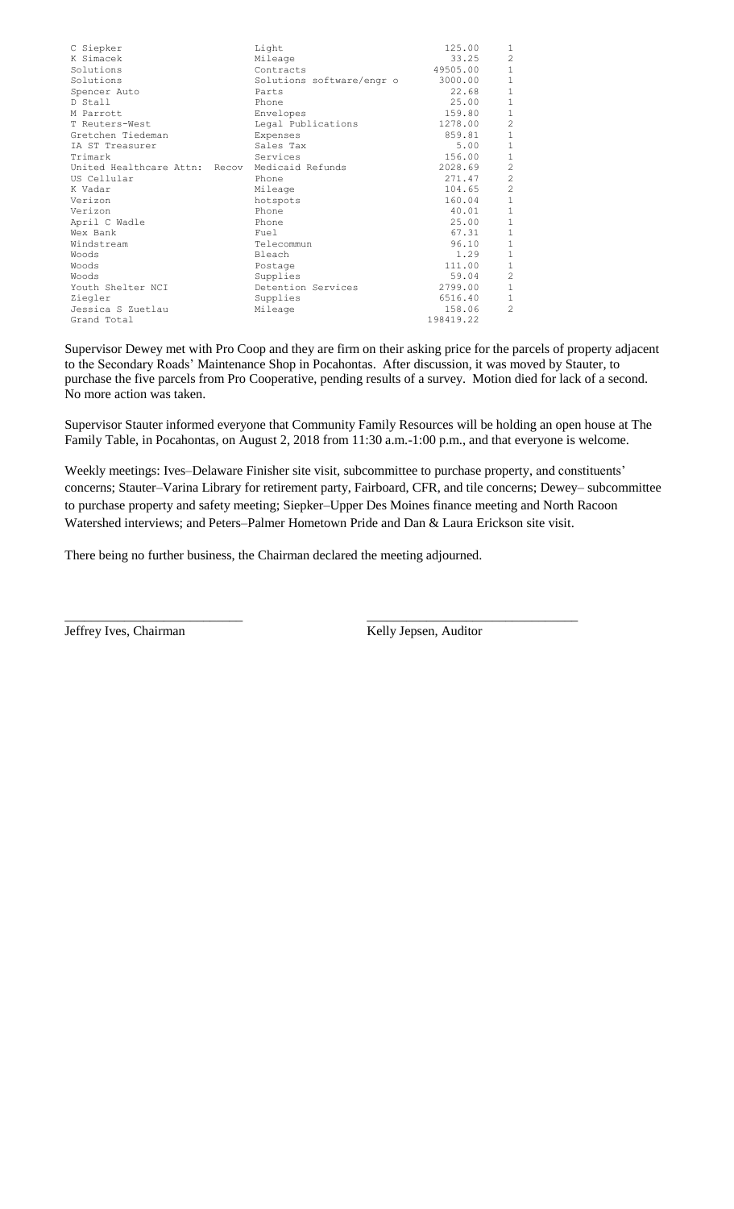| | | | |
|---|---|---|---|
| C Siepker | Light | 125.00 | 1 |
| K Simacek | Mileage | 33.25 | 2 |
| Solutions | Contracts | 49505.00 | 1 |
| Solutions | Solutions software/engr o | 3000.00 | 1 |
| Spencer Auto | Parts | 22.68 | 1 |
| D Stall | Phone | 25.00 | 1 |
| M Parrott | Envelopes | 159.80 | 1 |
| T Reuters-West | Legal Publications | 1278.00 | 2 |
| Gretchen Tiedeman | Expenses | 859.81 | 1 |
| IA ST Treasurer | Sales Tax | 5.00 | 1 |
| Trimark | Services | 156.00 | 1 |
| United Healthcare Attn: Recov | Medicaid Refunds | 2028.69 | 2 |
| US Cellular | Phone | 271.47 | 2 |
| K Vadar | Mileage | 104.65 | 2 |
| Verizon | hotspots | 160.04 | 1 |
| Verizon | Phone | 40.01 | 1 |
| April C Wadle | Phone | 25.00 | 1 |
| Wex Bank | Fuel | 67.31 | 1 |
| Windstream | Telecommun | 96.10 | 1 |
| Woods | Bleach | 1.29 | 1 |
| Woods | Postage | 111.00 | 1 |
| Woods | Supplies | 59.04 | 2 |
| Youth Shelter NCI | Detention Services | 2799.00 | 1 |
| Ziegler | Supplies | 6516.40 | 1 |
| Jessica S Zuetlau | Mileage | 158.06 | 2 |
| Grand Total | | 198419.22 | |

Supervisor Dewey met with Pro Coop and they are firm on their asking price for the parcels of property adjacent to the Secondary Roads' Maintenance Shop in Pocahontas. After discussion, it was moved by Stauter, to purchase the five parcels from Pro Cooperative, pending results of a survey. Motion died for lack of a second. No more action was taken.

Supervisor Stauter informed everyone that Community Family Resources will be holding an open house at The Family Table, in Pocahontas, on August 2, 2018 from 11:30 a.m.-1:00 p.m., and that everyone is welcome.

Weekly meetings: Ives–Delaware Finisher site visit, subcommittee to purchase property, and constituents' concerns; Stauter–Varina Library for retirement party, Fairboard, CFR, and tile concerns; Dewey– subcommittee to purchase property and safety meeting; Siepker–Upper Des Moines finance meeting and North Racoon Watershed interviews; and Peters–Palmer Hometown Pride and Dan & Laura Erickson site visit.

There being no further business, the Chairman declared the meeting adjourned.

\_\_\_\_\_\_\_\_\_\_\_\_\_\_\_\_\_\_\_\_\_\_\_\_\_\_ \_\_\_\_\_\_\_\_\_\_\_\_\_\_\_\_\_\_\_\_\_\_\_\_\_\_\_\_\_\_\_

Jeffrey Ives, Chairman Kelly Jepsen, Auditor